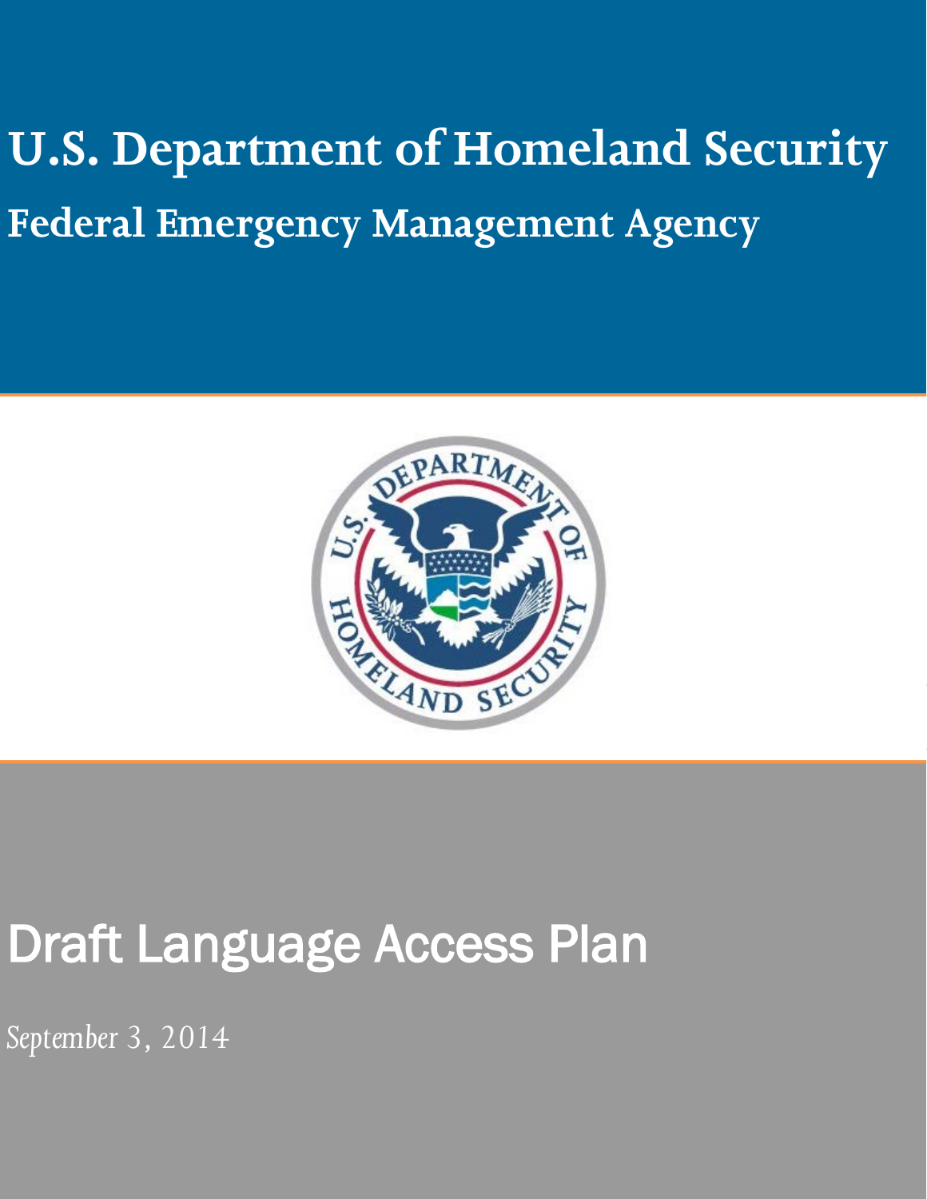# U.S. Department of Homeland Security

## Federal Emergency Management Agency

# Draft Language Access Plan

*September 3, 2014*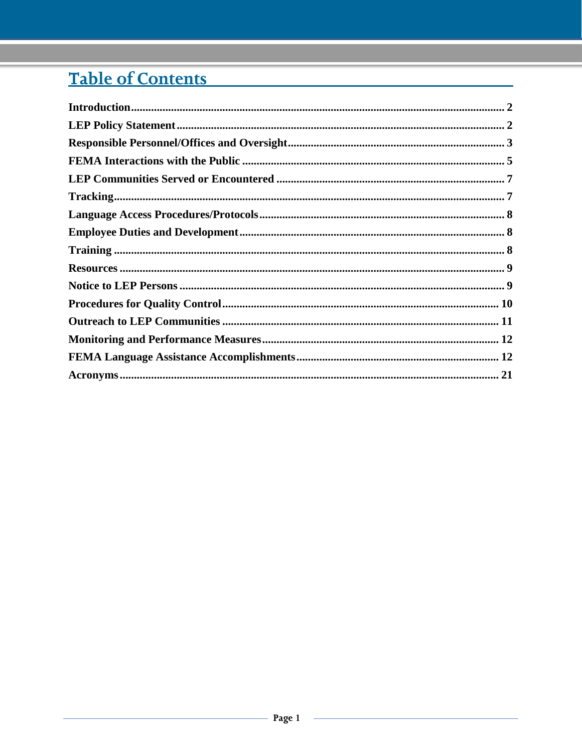# Table of Contents

**Introduction** .......... 2
**LEP Policy Statement** .......... 2
**Responsible Personnel/Offices and Oversight** .......... 3
**FEMA Interactions with the Public** .......... 5
**LEP Communities Served or Encountered** .......... 7
**Tracking** .......... 7
**Language Access Procedures/Protocols** .......... 8
**Employee Duties and Development** .......... 8
**Training** .......... 8
**Resources** .......... 9
**Notice to LEP Persons** .......... 9
**Procedures for Quality Control** .......... 10
**Outreach to LEP Communities** .......... 11
**Monitoring and Performance Measures** .......... 12
**FEMA Language Assistance Accomplishments** .......... 12
**Acronyms** .......... 21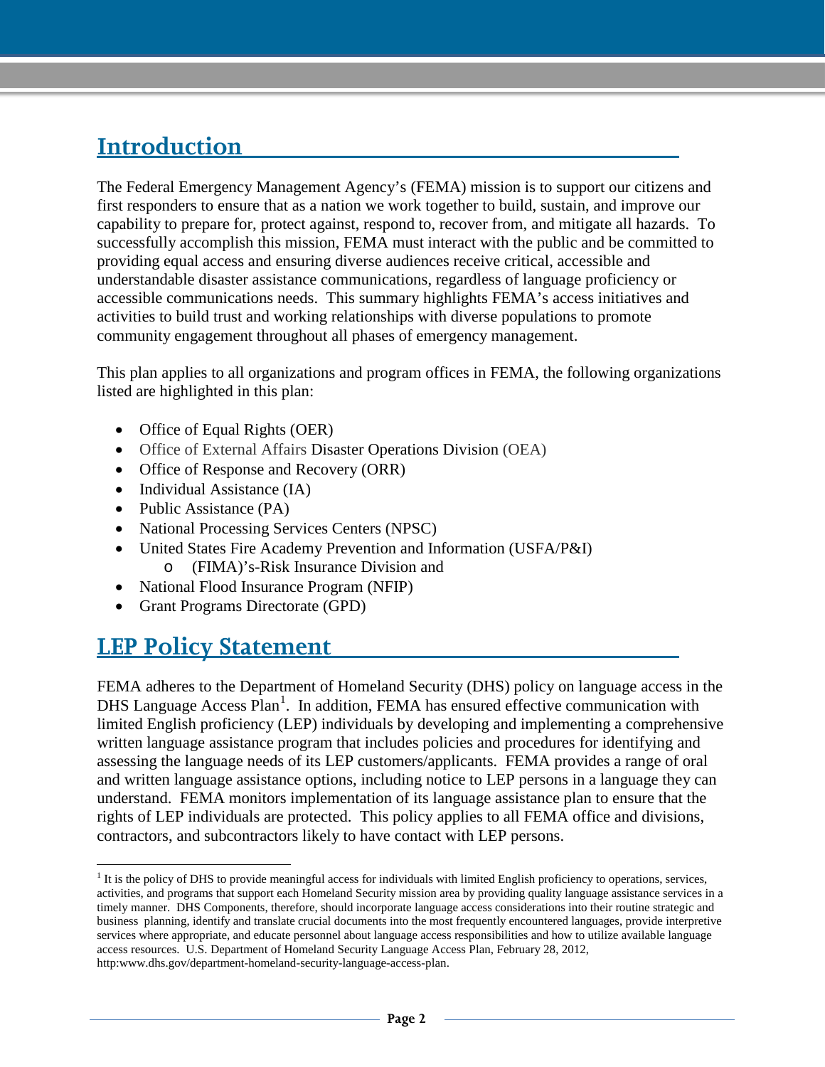## Introduction

The Federal Emergency Management Agency's (FEMA) mission is to support our citizens and first responders to ensure that as a nation we work together to build, sustain, and improve our capability to prepare for, protect against, respond to, recover from, and mitigate all hazards. To successfully accomplish this mission, FEMA must interact with the public and be committed to providing equal access and ensuring diverse audiences receive critical, accessible and understandable disaster assistance communications, regardless of language proficiency or accessible communications needs. This summary highlights FEMA's access initiatives and activities to build trust and working relationships with diverse populations to promote community engagement throughout all phases of emergency management.

This plan applies to all organizations and program offices in FEMA, the following organizations listed are highlighted in this plan:

- Office of Equal Rights (OER)
- Office of External Affairs Disaster Operations Division (OEA)
- Office of Response and Recovery (ORR)
- Individual Assistance (IA)
- Public Assistance (PA)
- National Processing Services Centers (NPSC)
- United States Fire Academy Prevention and Information (USFA/P&I)
  - (FIMA)'s-Risk Insurance Division and
- National Flood Insurance Program (NFIP)
- Grant Programs Directorate (GPD)

## LEP Policy Statement

FEMA adheres to the Department of Homeland Security (DHS) policy on language access in the DHS Language Access Plan[1]. In addition, FEMA has ensured effective communication with limited English proficiency (LEP) individuals by developing and implementing a comprehensive written language assistance program that includes policies and procedures for identifying and assessing the language needs of its LEP customers/applicants. FEMA provides a range of oral and written language assistance options, including notice to LEP persons in a language they can understand. FEMA monitors implementation of its language assistance plan to ensure that the rights of LEP individuals are protected. This policy applies to all FEMA office and divisions, contractors, and subcontractors likely to have contact with LEP persons.

---

[1] It is the policy of DHS to provide meaningful access for individuals with limited English proficiency to operations, services, activities, and programs that support each Homeland Security mission area by providing quality language assistance services in a timely manner. DHS Components, therefore, should incorporate language access considerations into their routine strategic and business planning, identify and translate crucial documents into the most frequently encountered languages, provide interpretive services where appropriate, and educate personnel about language access responsibilities and how to utilize available language access resources. U.S. Department of Homeland Security Language Access Plan, February 28, 2012, http:www.dhs.gov/department-homeland-security-language-access-plan.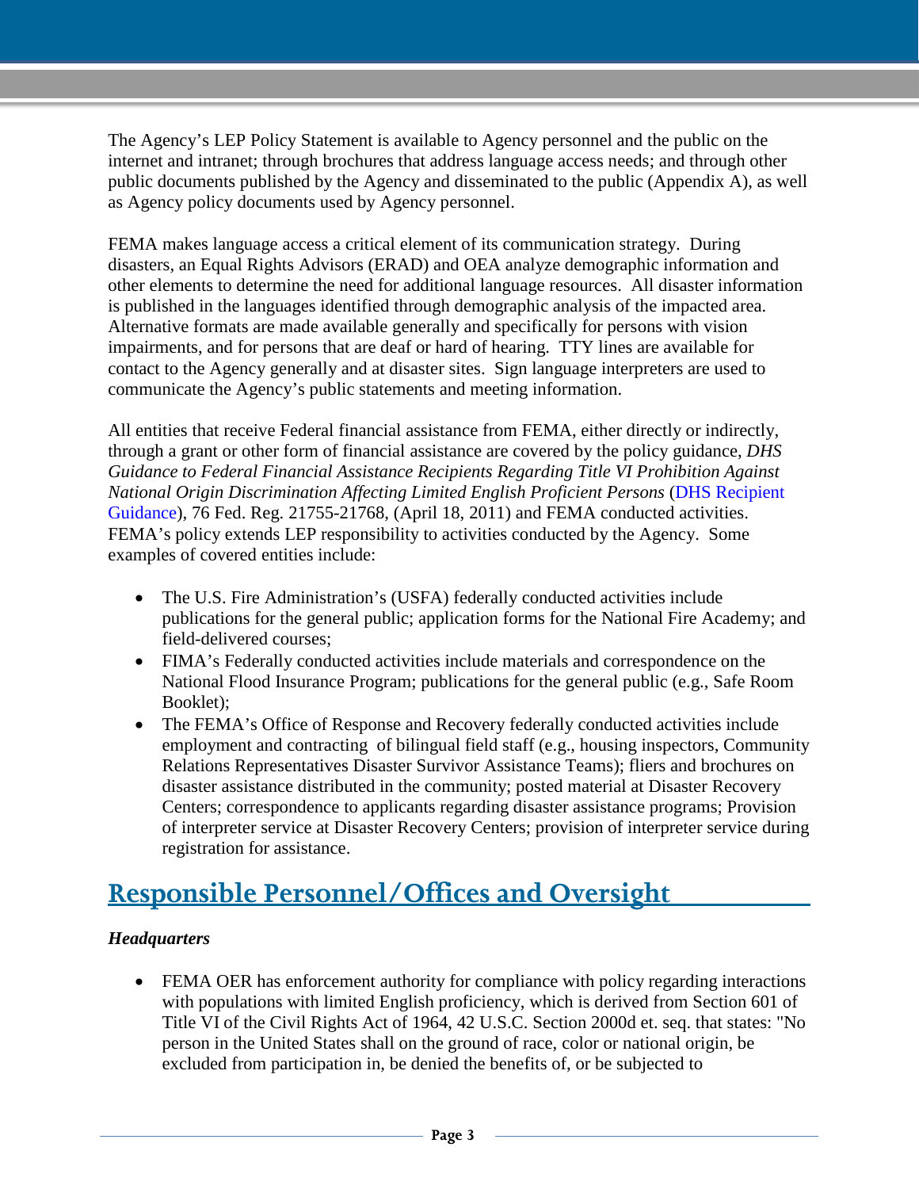The Agency's LEP Policy Statement is available to Agency personnel and the public on the internet and intranet; through brochures that address language access needs; and through other public documents published by the Agency and disseminated to the public (Appendix A), as well as Agency policy documents used by Agency personnel.

FEMA makes language access a critical element of its communication strategy. During disasters, an Equal Rights Advisors (ERAD) and OEA analyze demographic information and other elements to determine the need for additional language resources. All disaster information is published in the languages identified through demographic analysis of the impacted area. Alternative formats are made available generally and specifically for persons with vision impairments, and for persons that are deaf or hard of hearing. TTY lines are available for contact to the Agency generally and at disaster sites. Sign language interpreters are used to communicate the Agency's public statements and meeting information.

All entities that receive Federal financial assistance from FEMA, either directly or indirectly, through a grant or other form of financial assistance are covered by the policy guidance, *DHS Guidance to Federal Financial Assistance Recipients Regarding Title VI Prohibition Against National Origin Discrimination Affecting Limited English Proficient Persons* (DHS Recipient Guidance), 76 Fed. Reg. 21755-21768, (April 18, 2011) and FEMA conducted activities. FEMA's policy extends LEP responsibility to activities conducted by the Agency. Some examples of covered entities include:

- The U.S. Fire Administration's (USFA) federally conducted activities include publications for the general public; application forms for the National Fire Academy; and field-delivered courses;
- FIMA's Federally conducted activities include materials and correspondence on the National Flood Insurance Program; publications for the general public (e.g., Safe Room Booklet);
- The FEMA's Office of Response and Recovery federally conducted activities include employment and contracting of bilingual field staff (e.g., housing inspectors, Community Relations Representatives Disaster Survivor Assistance Teams); fliers and brochures on disaster assistance distributed in the community; posted material at Disaster Recovery Centers; correspondence to applicants regarding disaster assistance programs; Provision of interpreter service at Disaster Recovery Centers; provision of interpreter service during registration for assistance.

## Responsible Personnel/Offices and Oversight

***Headquarters***

- FEMA OER has enforcement authority for compliance with policy regarding interactions with populations with limited English proficiency, which is derived from Section 601 of Title VI of the Civil Rights Act of 1964, 42 U.S.C. Section 2000d et. seq. that states: "No person in the United States shall on the ground of race, color or national origin, be excluded from participation in, be denied the benefits of, or be subjected to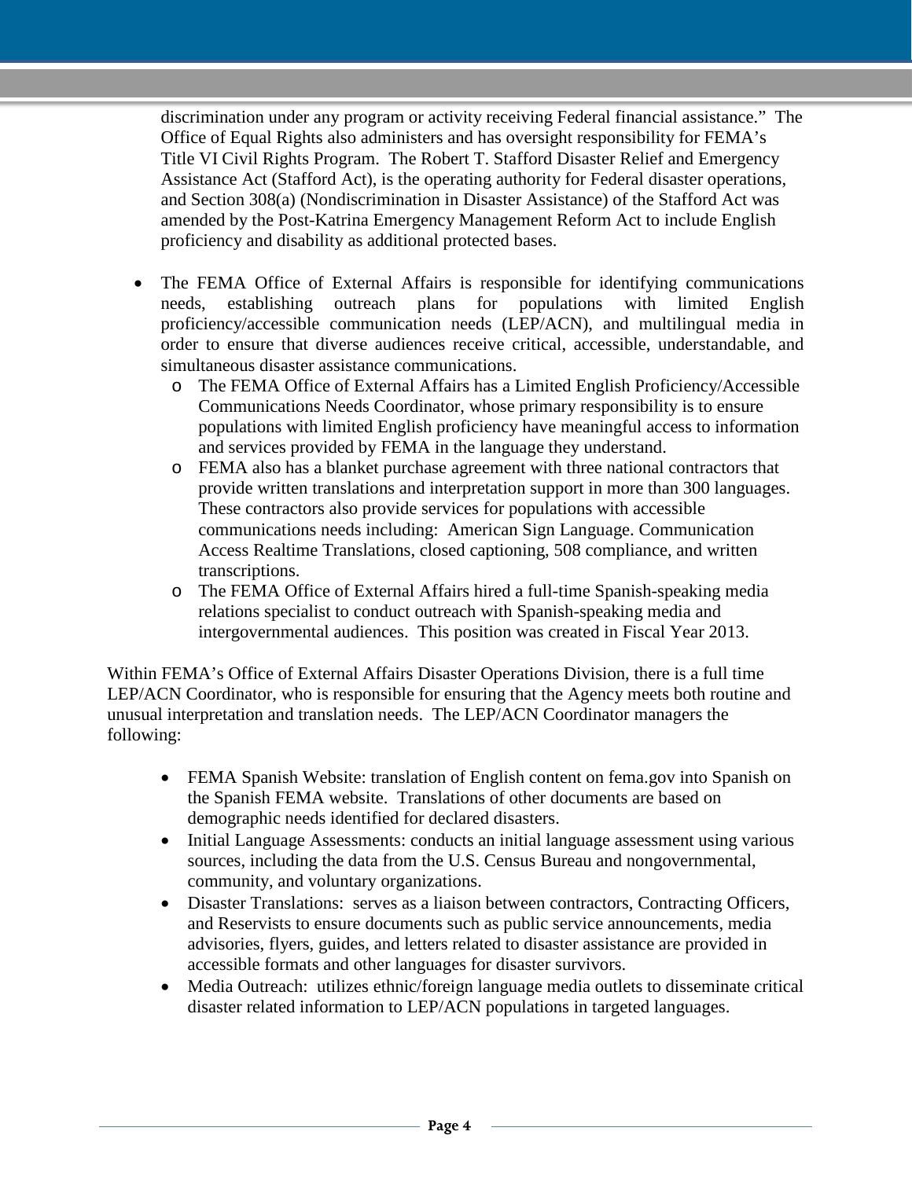discrimination under any program or activity receiving Federal financial assistance." The Office of Equal Rights also administers and has oversight responsibility for FEMA's Title VI Civil Rights Program. The Robert T. Stafford Disaster Relief and Emergency Assistance Act (Stafford Act), is the operating authority for Federal disaster operations, and Section 308(a) (Nondiscrimination in Disaster Assistance) of the Stafford Act was amended by the Post-Katrina Emergency Management Reform Act to include English proficiency and disability as additional protected bases.

- The FEMA Office of External Affairs is responsible for identifying communications needs, establishing outreach plans for populations with limited English proficiency/accessible communication needs (LEP/ACN), and multilingual media in order to ensure that diverse audiences receive critical, accessible, understandable, and simultaneous disaster assistance communications.
  - The FEMA Office of External Affairs has a Limited English Proficiency/Accessible Communications Needs Coordinator, whose primary responsibility is to ensure populations with limited English proficiency have meaningful access to information and services provided by FEMA in the language they understand.
  - FEMA also has a blanket purchase agreement with three national contractors that provide written translations and interpretation support in more than 300 languages. These contractors also provide services for populations with accessible communications needs including: American Sign Language. Communication Access Realtime Translations, closed captioning, 508 compliance, and written transcriptions.
  - The FEMA Office of External Affairs hired a full-time Spanish-speaking media relations specialist to conduct outreach with Spanish-speaking media and intergovernmental audiences. This position was created in Fiscal Year 2013.

Within FEMA's Office of External Affairs Disaster Operations Division, there is a full time LEP/ACN Coordinator, who is responsible for ensuring that the Agency meets both routine and unusual interpretation and translation needs. The LEP/ACN Coordinator managers the following:

- FEMA Spanish Website: translation of English content on fema.gov into Spanish on the Spanish FEMA website. Translations of other documents are based on demographic needs identified for declared disasters.
- Initial Language Assessments: conducts an initial language assessment using various sources, including the data from the U.S. Census Bureau and nongovernmental, community, and voluntary organizations.
- Disaster Translations: serves as a liaison between contractors, Contracting Officers, and Reservists to ensure documents such as public service announcements, media advisories, flyers, guides, and letters related to disaster assistance are provided in accessible formats and other languages for disaster survivors.
- Media Outreach: utilizes ethnic/foreign language media outlets to disseminate critical disaster related information to LEP/ACN populations in targeted languages.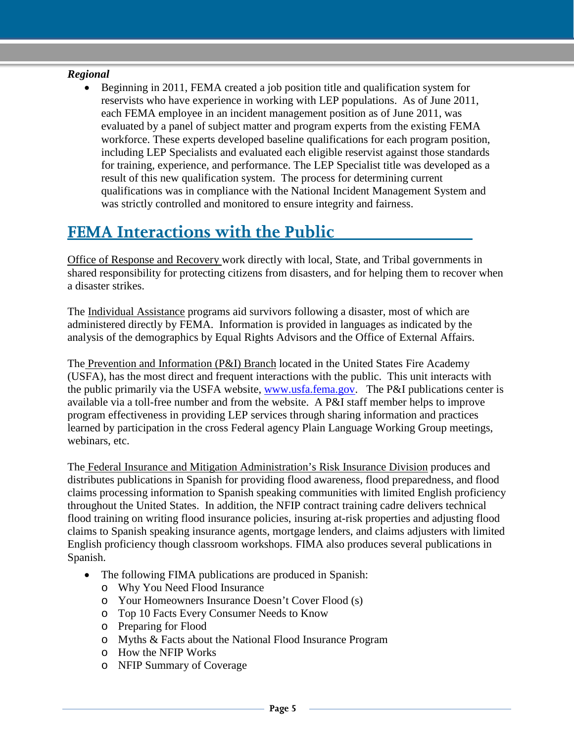***Regional***

- Beginning in 2011, FEMA created a job position title and qualification system for reservists who have experience in working with LEP populations. As of June 2011, each FEMA employee in an incident management position as of June 2011, was evaluated by a panel of subject matter and program experts from the existing FEMA workforce. These experts developed baseline qualifications for each program position, including LEP Specialists and evaluated each eligible reservist against those standards for training, experience, and performance. The LEP Specialist title was developed as a result of this new qualification system. The process for determining current qualifications was in compliance with the National Incident Management System and was strictly controlled and monitored to ensure integrity and fairness.

## FEMA Interactions with the Public

Office of Response and Recovery work directly with local, State, and Tribal governments in shared responsibility for protecting citizens from disasters, and for helping them to recover when a disaster strikes.

The Individual Assistance programs aid survivors following a disaster, most of which are administered directly by FEMA. Information is provided in languages as indicated by the analysis of the demographics by Equal Rights Advisors and the Office of External Affairs.

The Prevention and Information (P&I) Branch located in the United States Fire Academy (USFA), has the most direct and frequent interactions with the public. This unit interacts with the public primarily via the USFA website, www.usfa.fema.gov. The P&I publications center is available via a toll-free number and from the website. A P&I staff member helps to improve program effectiveness in providing LEP services through sharing information and practices learned by participation in the cross Federal agency Plain Language Working Group meetings, webinars, etc.

The Federal Insurance and Mitigation Administration's Risk Insurance Division produces and distributes publications in Spanish for providing flood awareness, flood preparedness, and flood claims processing information to Spanish speaking communities with limited English proficiency throughout the United States. In addition, the NFIP contract training cadre delivers technical flood training on writing flood insurance policies, insuring at-risk properties and adjusting flood claims to Spanish speaking insurance agents, mortgage lenders, and claims adjusters with limited English proficiency though classroom workshops. FIMA also produces several publications in Spanish.

- The following FIMA publications are produced in Spanish:
  - Why You Need Flood Insurance
  - Your Homeowners Insurance Doesn't Cover Flood (s)
  - Top 10 Facts Every Consumer Needs to Know
  - Preparing for Flood
  - Myths & Facts about the National Flood Insurance Program
  - How the NFIP Works
  - NFIP Summary of Coverage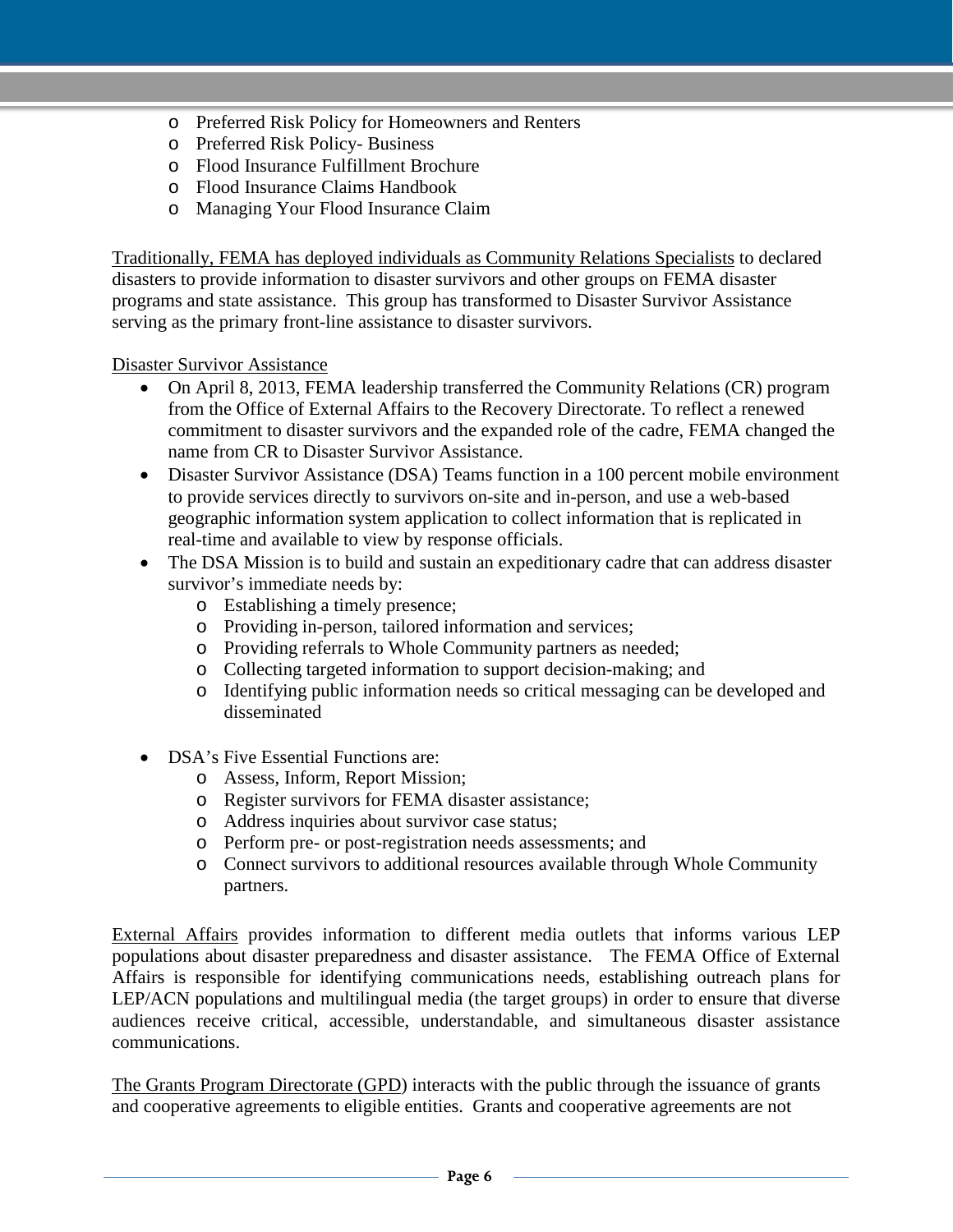- Preferred Risk Policy for Homeowners and Renters
    - Preferred Risk Policy- Business
    - Flood Insurance Fulfillment Brochure
    - Flood Insurance Claims Handbook
    - Managing Your Flood Insurance Claim

<u>Traditionally, FEMA has deployed individuals as Community Relations Specialists</u> to declared disasters to provide information to disaster survivors and other groups on FEMA disaster programs and state assistance. This group has transformed to Disaster Survivor Assistance serving as the primary front-line assistance to disaster survivors.

<u>Disaster Survivor Assistance</u>

- On April 8, 2013, FEMA leadership transferred the Community Relations (CR) program from the Office of External Affairs to the Recovery Directorate. To reflect a renewed commitment to disaster survivors and the expanded role of the cadre, FEMA changed the name from CR to Disaster Survivor Assistance.
- Disaster Survivor Assistance (DSA) Teams function in a 100 percent mobile environment to provide services directly to survivors on-site and in-person, and use a web-based geographic information system application to collect information that is replicated in real-time and available to view by response officials.
- The DSA Mission is to build and sustain an expeditionary cadre that can address disaster survivor's immediate needs by:
    - Establishing a timely presence;
    - Providing in-person, tailored information and services;
    - Providing referrals to Whole Community partners as needed;
    - Collecting targeted information to support decision-making; and
    - Identifying public information needs so critical messaging can be developed and disseminated

- DSA's Five Essential Functions are:
    - Assess, Inform, Report Mission;
    - Register survivors for FEMA disaster assistance;
    - Address inquiries about survivor case status;
    - Perform pre- or post-registration needs assessments; and
    - Connect survivors to additional resources available through Whole Community partners.

<u>External Affairs</u> provides information to different media outlets that informs various LEP populations about disaster preparedness and disaster assistance. The FEMA Office of External Affairs is responsible for identifying communications needs, establishing outreach plans for LEP/ACN populations and multilingual media (the target groups) in order to ensure that diverse audiences receive critical, accessible, understandable, and simultaneous disaster assistance communications.

<u>The Grants Program Directorate (GPD</u>) interacts with the public through the issuance of grants and cooperative agreements to eligible entities. Grants and cooperative agreements are not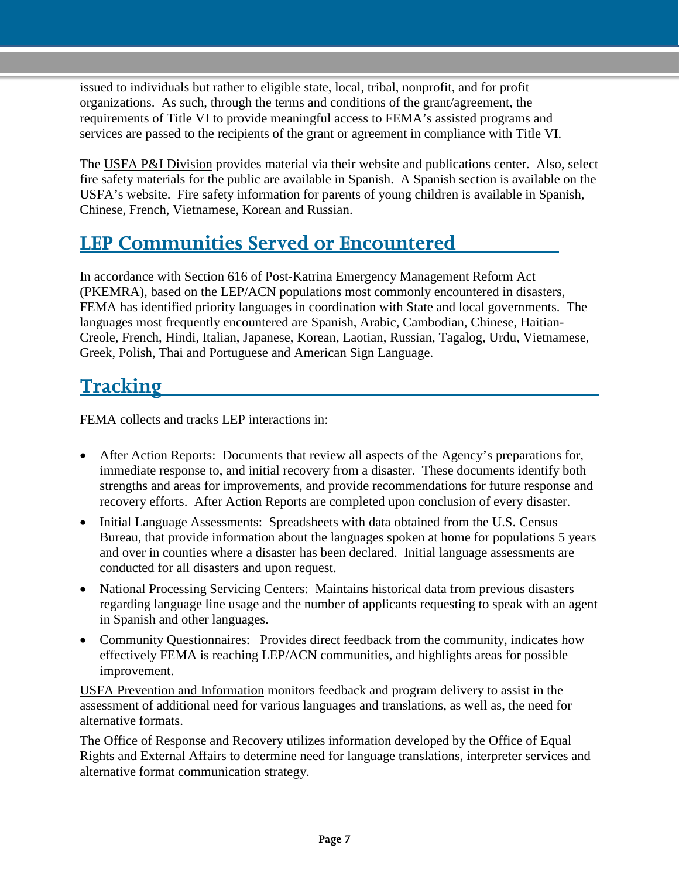issued to individuals but rather to eligible state, local, tribal, nonprofit, and for profit organizations. As such, through the terms and conditions of the grant/agreement, the requirements of Title VI to provide meaningful access to FEMA's assisted programs and services are passed to the recipients of the grant or agreement in compliance with Title VI.

The USFA P&I Division provides material via their website and publications center. Also, select fire safety materials for the public are available in Spanish. A Spanish section is available on the USFA's website. Fire safety information for parents of young children is available in Spanish, Chinese, French, Vietnamese, Korean and Russian.

## LEP Communities Served or Encountered

In accordance with Section 616 of Post-Katrina Emergency Management Reform Act (PKEMRA), based on the LEP/ACN populations most commonly encountered in disasters, FEMA has identified priority languages in coordination with State and local governments. The languages most frequently encountered are Spanish, Arabic, Cambodian, Chinese, Haitian-Creole, French, Hindi, Italian, Japanese, Korean, Laotian, Russian, Tagalog, Urdu, Vietnamese, Greek, Polish, Thai and Portuguese and American Sign Language.

## Tracking

FEMA collects and tracks LEP interactions in:

- After Action Reports: Documents that review all aspects of the Agency's preparations for, immediate response to, and initial recovery from a disaster. These documents identify both strengths and areas for improvements, and provide recommendations for future response and recovery efforts. After Action Reports are completed upon conclusion of every disaster.
- Initial Language Assessments: Spreadsheets with data obtained from the U.S. Census Bureau, that provide information about the languages spoken at home for populations 5 years and over in counties where a disaster has been declared. Initial language assessments are conducted for all disasters and upon request.
- National Processing Servicing Centers: Maintains historical data from previous disasters regarding language line usage and the number of applicants requesting to speak with an agent in Spanish and other languages.
- Community Questionnaires: Provides direct feedback from the community, indicates how effectively FEMA is reaching LEP/ACN communities, and highlights areas for possible improvement.

USFA Prevention and Information monitors feedback and program delivery to assist in the assessment of additional need for various languages and translations, as well as, the need for alternative formats.

The Office of Response and Recovery utilizes information developed by the Office of Equal Rights and External Affairs to determine need for language translations, interpreter services and alternative format communication strategy.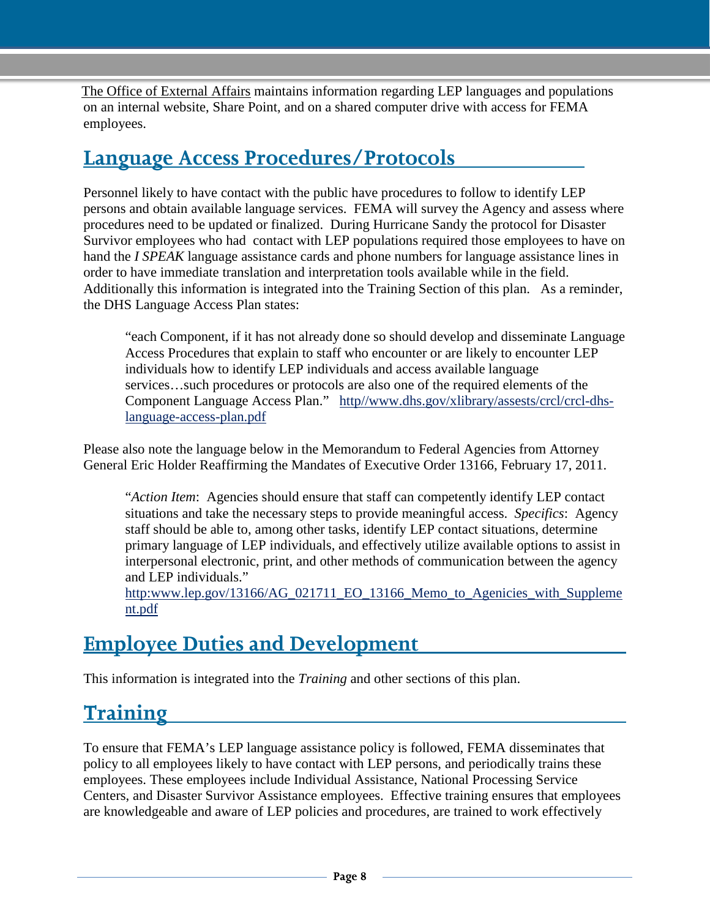The Office of External Affairs maintains information regarding LEP languages and populations on an internal website, Share Point, and on a shared computer drive with access for FEMA employees.

## Language Access Procedures/Protocols

Personnel likely to have contact with the public have procedures to follow to identify LEP persons and obtain available language services. FEMA will survey the Agency and assess where procedures need to be updated or finalized. During Hurricane Sandy the protocol for Disaster Survivor employees who had contact with LEP populations required those employees to have on hand the *I SPEAK* language assistance cards and phone numbers for language assistance lines in order to have immediate translation and interpretation tools available while in the field. Additionally this information is integrated into the Training Section of this plan. As a reminder, the DHS Language Access Plan states:

> "each Component, if it has not already done so should develop and disseminate Language Access Procedures that explain to staff who encounter or are likely to encounter LEP individuals how to identify LEP individuals and access available language services…such procedures or protocols are also one of the required elements of the Component Language Access Plan." http//www.dhs.gov/xlibrary/assests/crcl/crcl-dhs-language-access-plan.pdf

Please also note the language below in the Memorandum to Federal Agencies from Attorney General Eric Holder Reaffirming the Mandates of Executive Order 13166, February 17, 2011.

> "*Action Item*: Agencies should ensure that staff can competently identify LEP contact situations and take the necessary steps to provide meaningful access. *Specifics*: Agency staff should be able to, among other tasks, identify LEP contact situations, determine primary language of LEP individuals, and effectively utilize available options to assist in interpersonal electronic, print, and other methods of communication between the agency and LEP individuals."
> http:www.lep.gov/13166/AG_021711_EO_13166_Memo_to_Agenicies_with_Supplement.pdf

## Employee Duties and Development

This information is integrated into the *Training* and other sections of this plan.

## Training

To ensure that FEMA's LEP language assistance policy is followed, FEMA disseminates that policy to all employees likely to have contact with LEP persons, and periodically trains these employees. These employees include Individual Assistance, National Processing Service Centers, and Disaster Survivor Assistance employees. Effective training ensures that employees are knowledgeable and aware of LEP policies and procedures, are trained to work effectively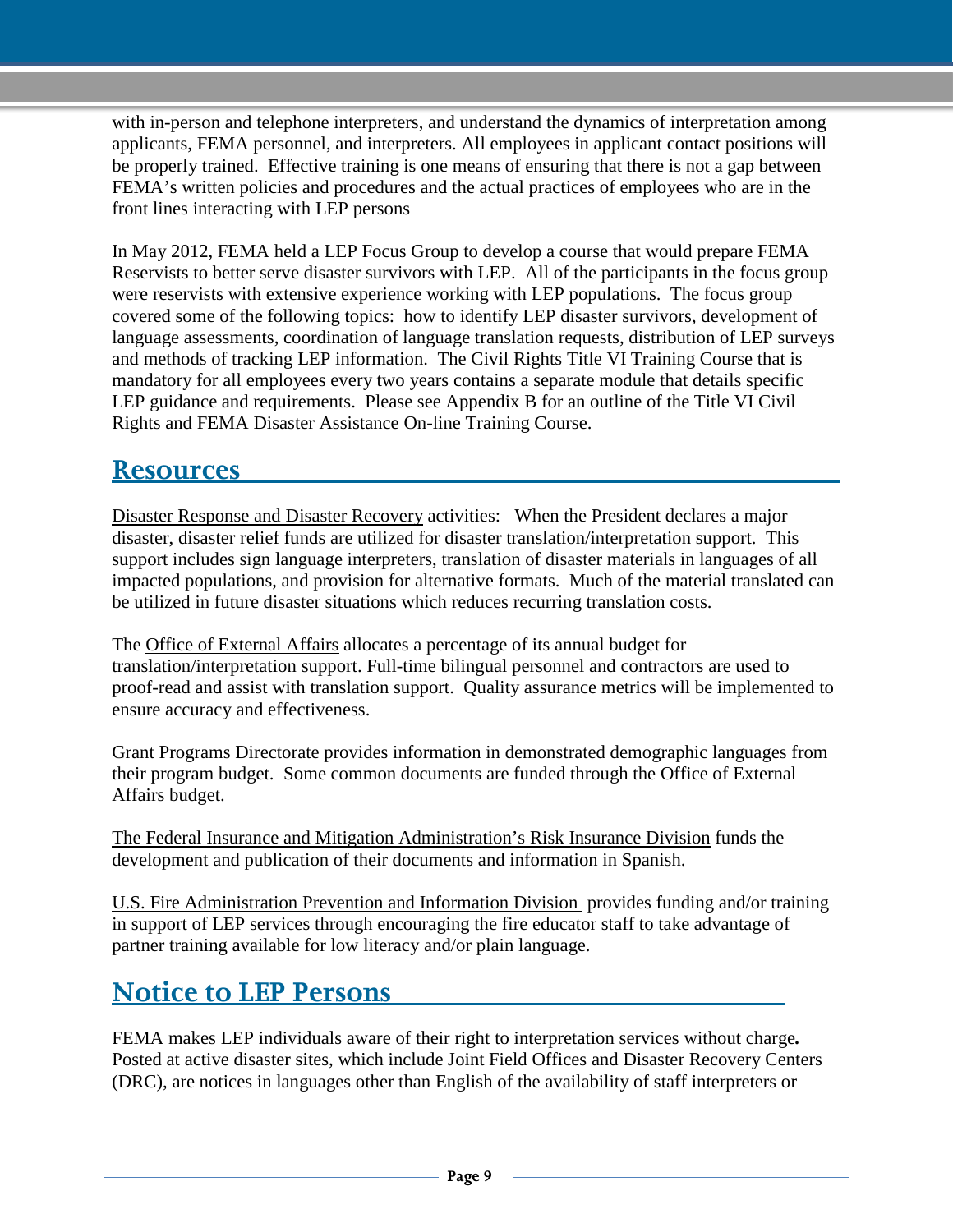with in-person and telephone interpreters, and understand the dynamics of interpretation among applicants, FEMA personnel, and interpreters. All employees in applicant contact positions will be properly trained. Effective training is one means of ensuring that there is not a gap between FEMA's written policies and procedures and the actual practices of employees who are in the front lines interacting with LEP persons

In May 2012, FEMA held a LEP Focus Group to develop a course that would prepare FEMA Reservists to better serve disaster survivors with LEP. All of the participants in the focus group were reservists with extensive experience working with LEP populations. The focus group covered some of the following topics: how to identify LEP disaster survivors, development of language assessments, coordination of language translation requests, distribution of LEP surveys and methods of tracking LEP information. The Civil Rights Title VI Training Course that is mandatory for all employees every two years contains a separate module that details specific LEP guidance and requirements. Please see Appendix B for an outline of the Title VI Civil Rights and FEMA Disaster Assistance On-line Training Course.

## Resources

Disaster Response and Disaster Recovery activities: When the President declares a major disaster, disaster relief funds are utilized for disaster translation/interpretation support. This support includes sign language interpreters, translation of disaster materials in languages of all impacted populations, and provision for alternative formats. Much of the material translated can be utilized in future disaster situations which reduces recurring translation costs.

The Office of External Affairs allocates a percentage of its annual budget for translation/interpretation support. Full-time bilingual personnel and contractors are used to proof-read and assist with translation support. Quality assurance metrics will be implemented to ensure accuracy and effectiveness.

Grant Programs Directorate provides information in demonstrated demographic languages from their program budget. Some common documents are funded through the Office of External Affairs budget.

The Federal Insurance and Mitigation Administration's Risk Insurance Division funds the development and publication of their documents and information in Spanish.

U.S. Fire Administration Prevention and Information Division provides funding and/or training in support of LEP services through encouraging the fire educator staff to take advantage of partner training available for low literacy and/or plain language.

## Notice to LEP Persons

FEMA makes LEP individuals aware of their right to interpretation services without charge**.** Posted at active disaster sites, which include Joint Field Offices and Disaster Recovery Centers (DRC), are notices in languages other than English of the availability of staff interpreters or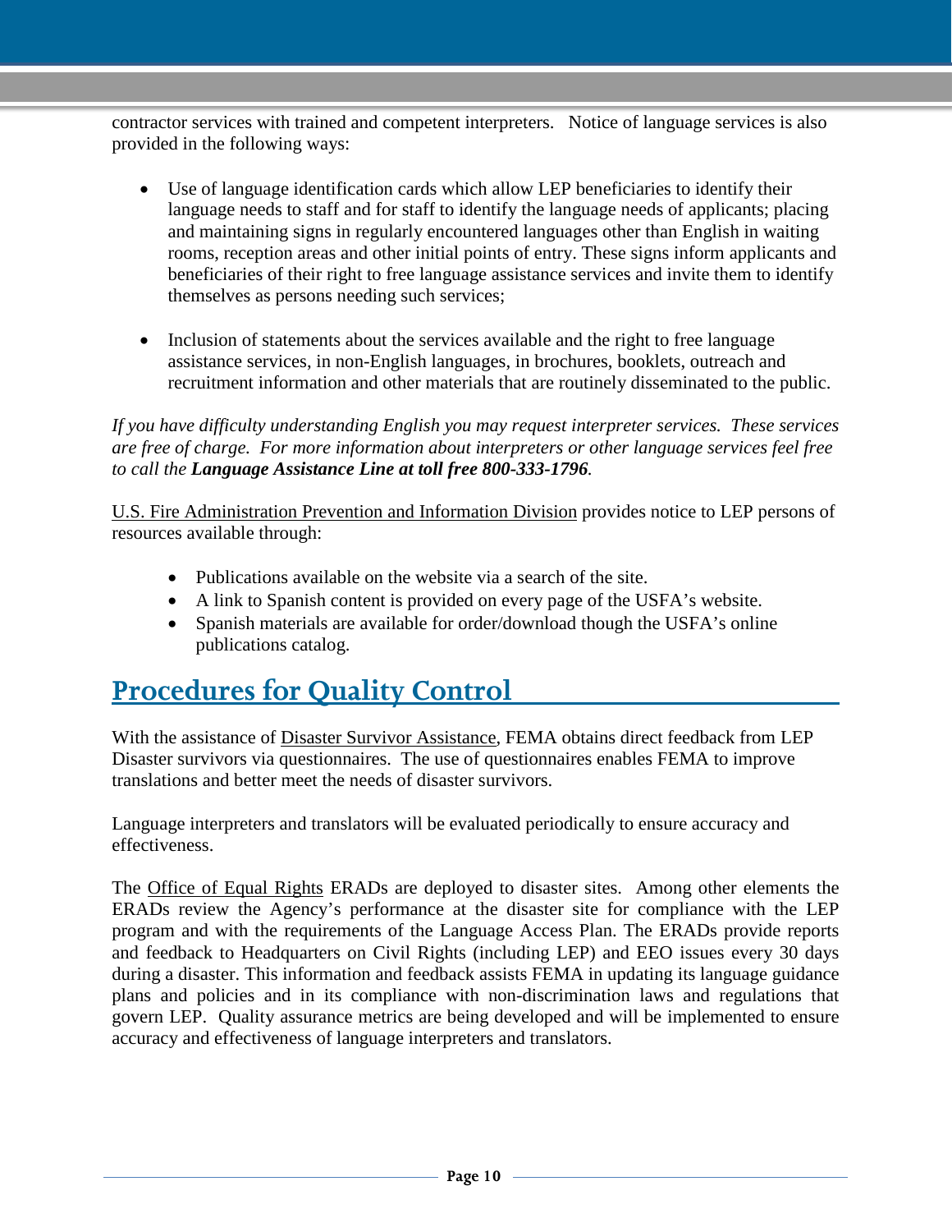contractor services with trained and competent interpreters. Notice of language services is also provided in the following ways:

- Use of language identification cards which allow LEP beneficiaries to identify their language needs to staff and for staff to identify the language needs of applicants; placing and maintaining signs in regularly encountered languages other than English in waiting rooms, reception areas and other initial points of entry. These signs inform applicants and beneficiaries of their right to free language assistance services and invite them to identify themselves as persons needing such services;

- Inclusion of statements about the services available and the right to free language assistance services, in non-English languages, in brochures, booklets, outreach and recruitment information and other materials that are routinely disseminated to the public.

*If you have difficulty understanding English you may request interpreter services. These services are free of charge. For more information about interpreters or other language services feel free to call the **Language Assistance Line at toll free 800-333-1796**.*

U.S. Fire Administration Prevention and Information Division provides notice to LEP persons of resources available through:

- Publications available on the website via a search of the site.
- A link to Spanish content is provided on every page of the USFA's website.
- Spanish materials are available for order/download though the USFA's online publications catalog.

## Procedures for Quality Control

With the assistance of Disaster Survivor Assistance, FEMA obtains direct feedback from LEP Disaster survivors via questionnaires. The use of questionnaires enables FEMA to improve translations and better meet the needs of disaster survivors.

Language interpreters and translators will be evaluated periodically to ensure accuracy and effectiveness.

The Office of Equal Rights ERADs are deployed to disaster sites. Among other elements the ERADs review the Agency's performance at the disaster site for compliance with the LEP program and with the requirements of the Language Access Plan. The ERADs provide reports and feedback to Headquarters on Civil Rights (including LEP) and EEO issues every 30 days during a disaster. This information and feedback assists FEMA in updating its language guidance plans and policies and in its compliance with non-discrimination laws and regulations that govern LEP. Quality assurance metrics are being developed and will be implemented to ensure accuracy and effectiveness of language interpreters and translators.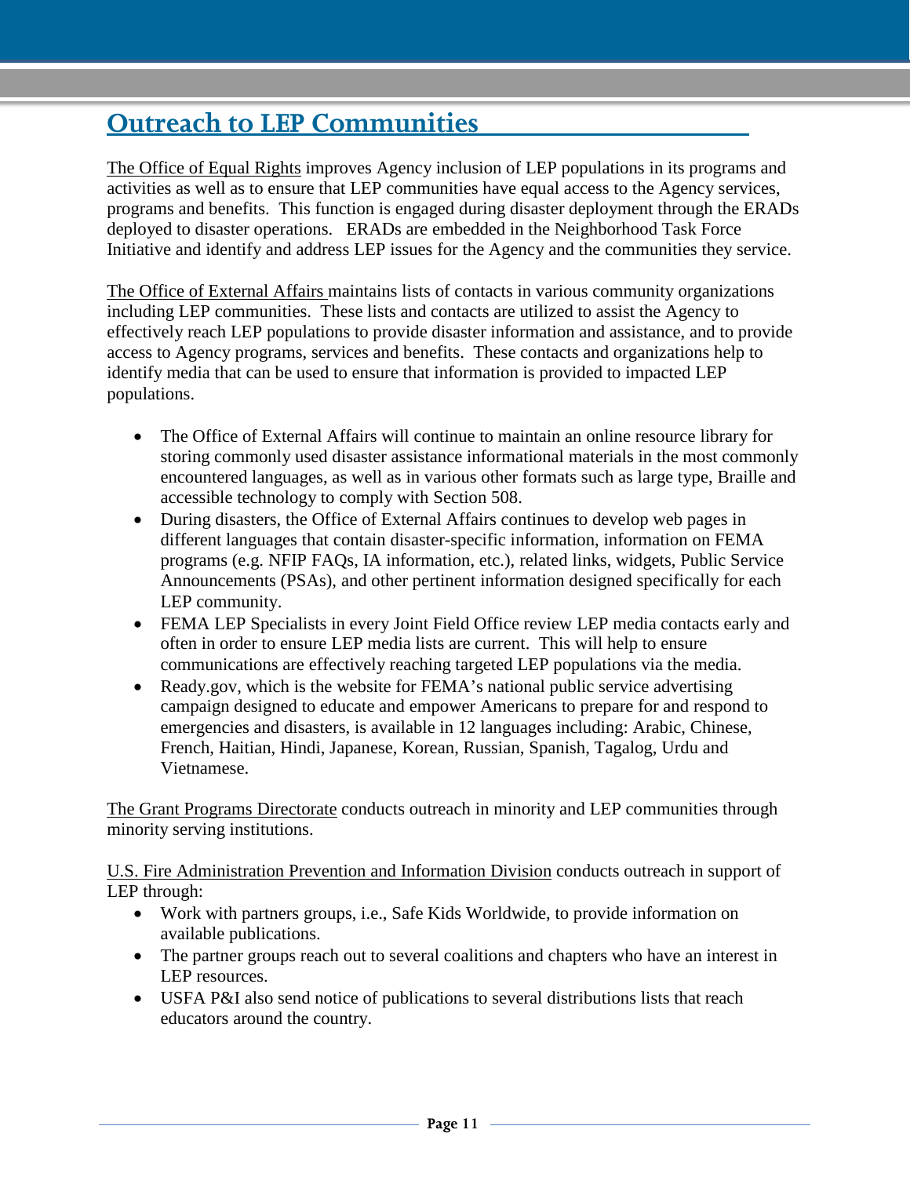## Outreach to LEP Communities

The Office of Equal Rights improves Agency inclusion of LEP populations in its programs and activities as well as to ensure that LEP communities have equal access to the Agency services, programs and benefits. This function is engaged during disaster deployment through the ERADs deployed to disaster operations. ERADs are embedded in the Neighborhood Task Force Initiative and identify and address LEP issues for the Agency and the communities they service.

The Office of External Affairs maintains lists of contacts in various community organizations including LEP communities. These lists and contacts are utilized to assist the Agency to effectively reach LEP populations to provide disaster information and assistance, and to provide access to Agency programs, services and benefits. These contacts and organizations help to identify media that can be used to ensure that information is provided to impacted LEP populations.

- The Office of External Affairs will continue to maintain an online resource library for storing commonly used disaster assistance informational materials in the most commonly encountered languages, as well as in various other formats such as large type, Braille and accessible technology to comply with Section 508.
- During disasters, the Office of External Affairs continues to develop web pages in different languages that contain disaster-specific information, information on FEMA programs (e.g. NFIP FAQs, IA information, etc.), related links, widgets, Public Service Announcements (PSAs), and other pertinent information designed specifically for each LEP community.
- FEMA LEP Specialists in every Joint Field Office review LEP media contacts early and often in order to ensure LEP media lists are current. This will help to ensure communications are effectively reaching targeted LEP populations via the media.
- Ready.gov, which is the website for FEMA's national public service advertising campaign designed to educate and empower Americans to prepare for and respond to emergencies and disasters, is available in 12 languages including: Arabic, Chinese, French, Haitian, Hindi, Japanese, Korean, Russian, Spanish, Tagalog, Urdu and Vietnamese.

The Grant Programs Directorate conducts outreach in minority and LEP communities through minority serving institutions.

U.S. Fire Administration Prevention and Information Division conducts outreach in support of LEP through:

- Work with partners groups, i.e., Safe Kids Worldwide, to provide information on available publications.
- The partner groups reach out to several coalitions and chapters who have an interest in LEP resources.
- USFA P&I also send notice of publications to several distributions lists that reach educators around the country.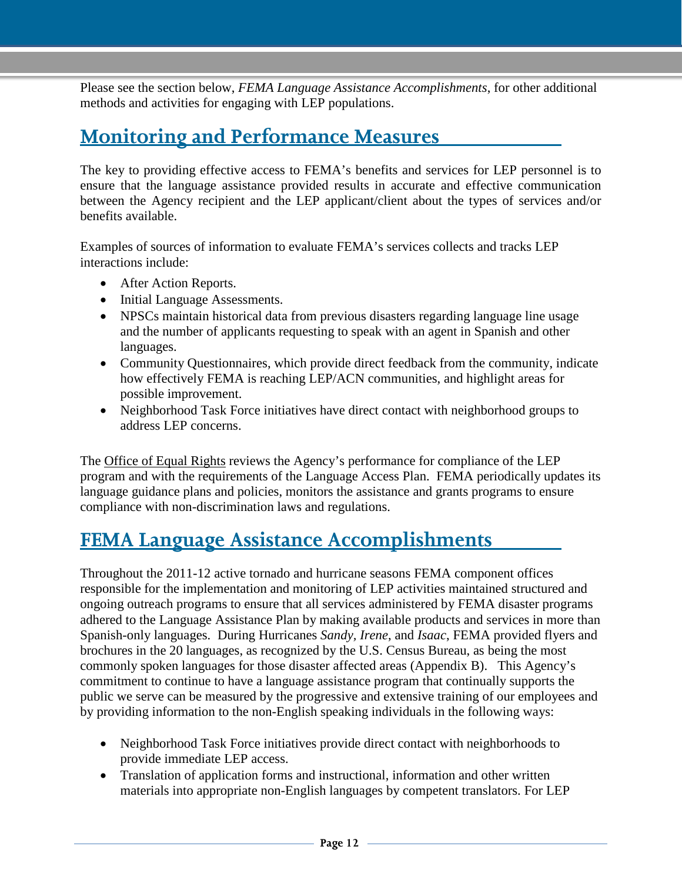Please see the section below, *FEMA Language Assistance Accomplishments*, for other additional methods and activities for engaging with LEP populations.

## Monitoring and Performance Measures

The key to providing effective access to FEMA's benefits and services for LEP personnel is to ensure that the language assistance provided results in accurate and effective communication between the Agency recipient and the LEP applicant/client about the types of services and/or benefits available.

Examples of sources of information to evaluate FEMA's services collects and tracks LEP interactions include:

- After Action Reports.
- Initial Language Assessments.
- NPSCs maintain historical data from previous disasters regarding language line usage and the number of applicants requesting to speak with an agent in Spanish and other languages.
- Community Questionnaires, which provide direct feedback from the community, indicate how effectively FEMA is reaching LEP/ACN communities, and highlight areas for possible improvement.
- Neighborhood Task Force initiatives have direct contact with neighborhood groups to address LEP concerns.

The Office of Equal Rights reviews the Agency's performance for compliance of the LEP program and with the requirements of the Language Access Plan. FEMA periodically updates its language guidance plans and policies, monitors the assistance and grants programs to ensure compliance with non-discrimination laws and regulations.

## FEMA Language Assistance Accomplishments

Throughout the 2011-12 active tornado and hurricane seasons FEMA component offices responsible for the implementation and monitoring of LEP activities maintained structured and ongoing outreach programs to ensure that all services administered by FEMA disaster programs adhered to the Language Assistance Plan by making available products and services in more than Spanish-only languages. During Hurricanes *Sandy*, *Irene*, and *Isaac*, FEMA provided flyers and brochures in the 20 languages, as recognized by the U.S. Census Bureau, as being the most commonly spoken languages for those disaster affected areas (Appendix B). This Agency's commitment to continue to have a language assistance program that continually supports the public we serve can be measured by the progressive and extensive training of our employees and by providing information to the non-English speaking individuals in the following ways:

- Neighborhood Task Force initiatives provide direct contact with neighborhoods to provide immediate LEP access.
- Translation of application forms and instructional, information and other written materials into appropriate non-English languages by competent translators. For LEP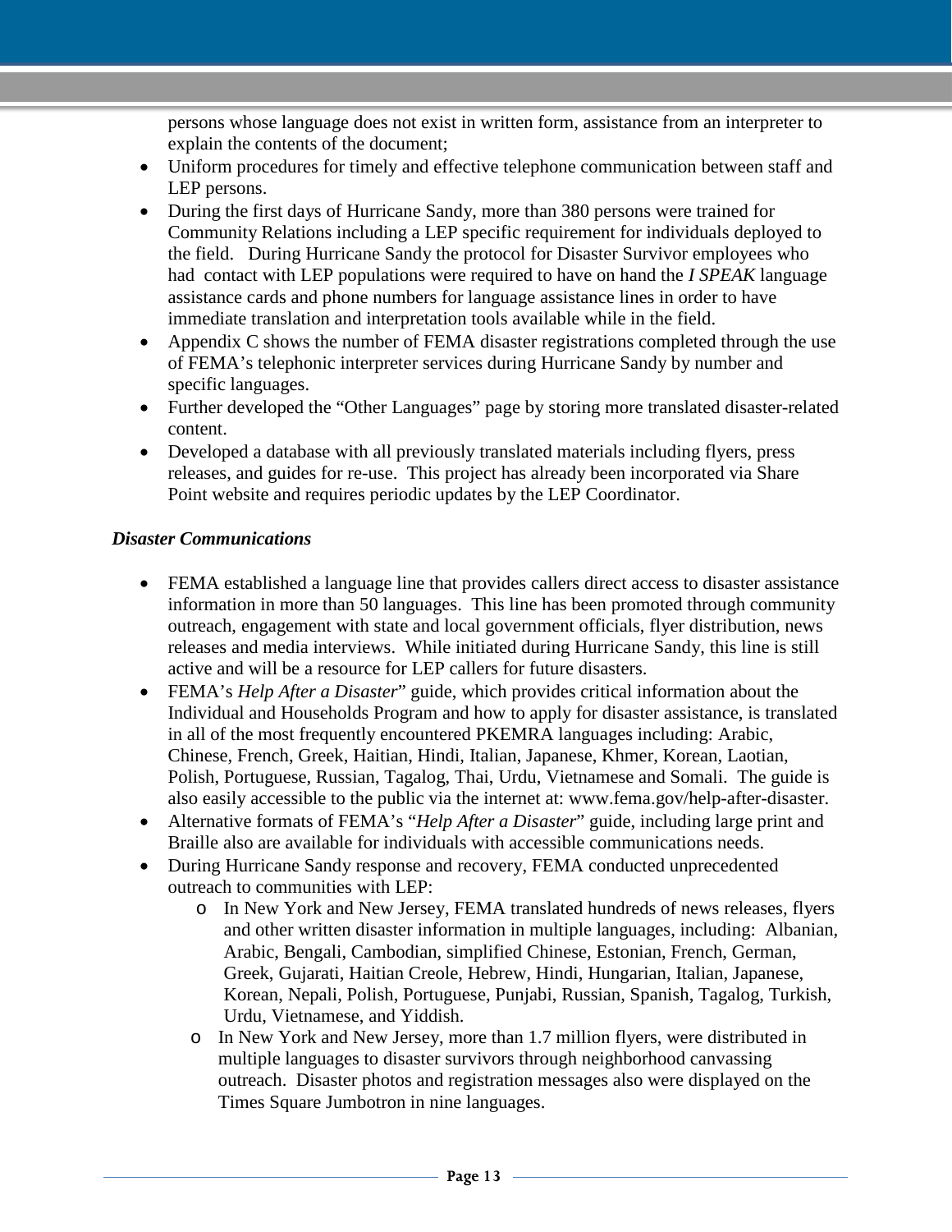persons whose language does not exist in written form, assistance from an interpreter to explain the contents of the document;

- Uniform procedures for timely and effective telephone communication between staff and LEP persons.
- During the first days of Hurricane Sandy, more than 380 persons were trained for Community Relations including a LEP specific requirement for individuals deployed to the field. During Hurricane Sandy the protocol for Disaster Survivor employees who had contact with LEP populations were required to have on hand the *I SPEAK* language assistance cards and phone numbers for language assistance lines in order to have immediate translation and interpretation tools available while in the field.
- Appendix C shows the number of FEMA disaster registrations completed through the use of FEMA's telephonic interpreter services during Hurricane Sandy by number and specific languages.
- Further developed the "Other Languages" page by storing more translated disaster-related content.
- Developed a database with all previously translated materials including flyers, press releases, and guides for re-use. This project has already been incorporated via Share Point website and requires periodic updates by the LEP Coordinator.

***Disaster Communications***

- FEMA established a language line that provides callers direct access to disaster assistance information in more than 50 languages. This line has been promoted through community outreach, engagement with state and local government officials, flyer distribution, news releases and media interviews. While initiated during Hurricane Sandy, this line is still active and will be a resource for LEP callers for future disasters.
- FEMA's *Help After a Disaster*" guide, which provides critical information about the Individual and Households Program and how to apply for disaster assistance, is translated in all of the most frequently encountered PKEMRA languages including: Arabic, Chinese, French, Greek, Haitian, Hindi, Italian, Japanese, Khmer, Korean, Laotian, Polish, Portuguese, Russian, Tagalog, Thai, Urdu, Vietnamese and Somali. The guide is also easily accessible to the public via the internet at: www.fema.gov/help-after-disaster.
- Alternative formats of FEMA's "*Help After a Disaster*" guide, including large print and Braille also are available for individuals with accessible communications needs.
- During Hurricane Sandy response and recovery, FEMA conducted unprecedented outreach to communities with LEP:
  - In New York and New Jersey, FEMA translated hundreds of news releases, flyers and other written disaster information in multiple languages, including: Albanian, Arabic, Bengali, Cambodian, simplified Chinese, Estonian, French, German, Greek, Gujarati, Haitian Creole, Hebrew, Hindi, Hungarian, Italian, Japanese, Korean, Nepali, Polish, Portuguese, Punjabi, Russian, Spanish, Tagalog, Turkish, Urdu, Vietnamese, and Yiddish.
  - In New York and New Jersey, more than 1.7 million flyers, were distributed in multiple languages to disaster survivors through neighborhood canvassing outreach. Disaster photos and registration messages also were displayed on the Times Square Jumbotron in nine languages.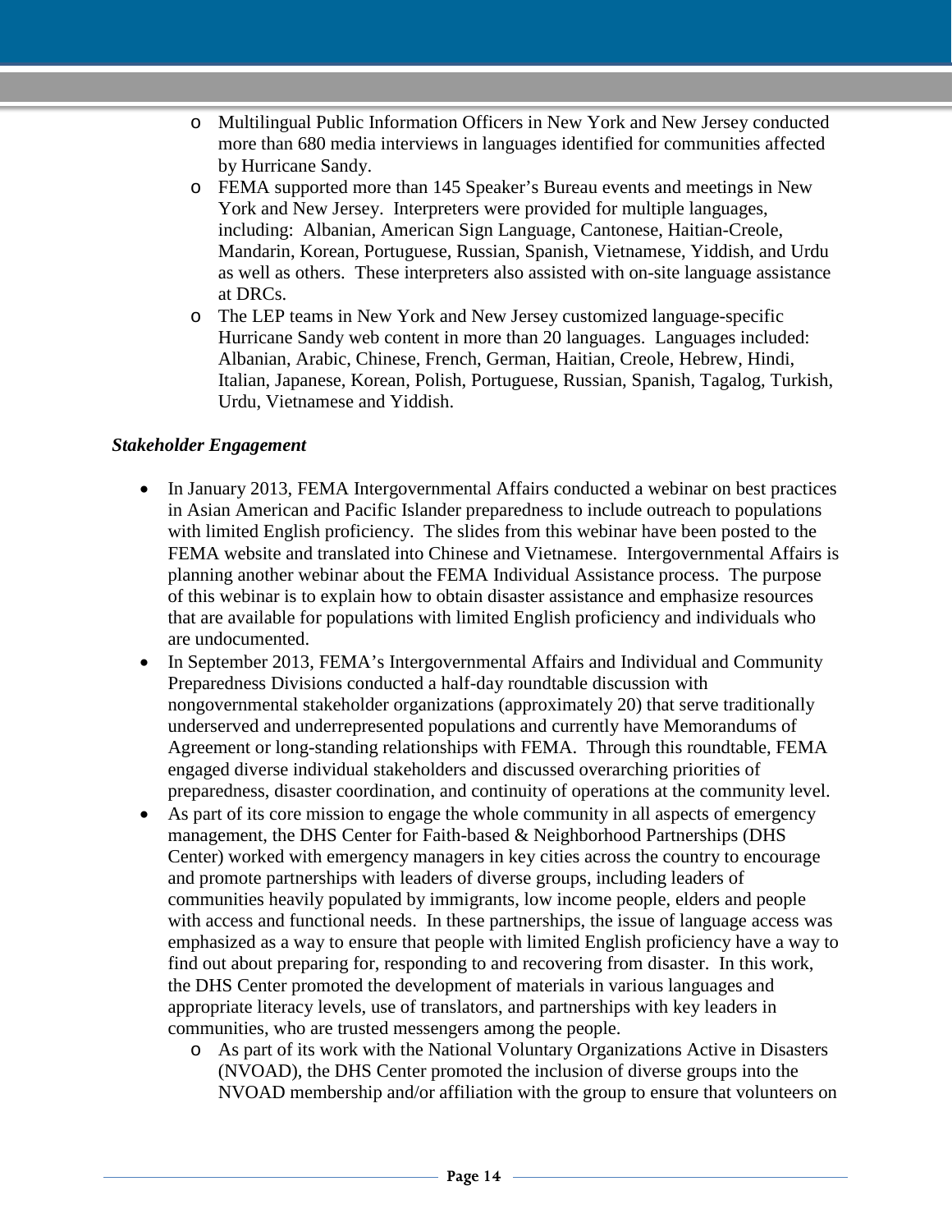- Multilingual Public Information Officers in New York and New Jersey conducted more than 680 media interviews in languages identified for communities affected by Hurricane Sandy.
  - FEMA supported more than 145 Speaker's Bureau events and meetings in New York and New Jersey. Interpreters were provided for multiple languages, including: Albanian, American Sign Language, Cantonese, Haitian-Creole, Mandarin, Korean, Portuguese, Russian, Spanish, Vietnamese, Yiddish, and Urdu as well as others. These interpreters also assisted with on-site language assistance at DRCs.
  - The LEP teams in New York and New Jersey customized language-specific Hurricane Sandy web content in more than 20 languages. Languages included: Albanian, Arabic, Chinese, French, German, Haitian, Creole, Hebrew, Hindi, Italian, Japanese, Korean, Polish, Portuguese, Russian, Spanish, Tagalog, Turkish, Urdu, Vietnamese and Yiddish.

***Stakeholder Engagement***

- In January 2013, FEMA Intergovernmental Affairs conducted a webinar on best practices in Asian American and Pacific Islander preparedness to include outreach to populations with limited English proficiency. The slides from this webinar have been posted to the FEMA website and translated into Chinese and Vietnamese. Intergovernmental Affairs is planning another webinar about the FEMA Individual Assistance process. The purpose of this webinar is to explain how to obtain disaster assistance and emphasize resources that are available for populations with limited English proficiency and individuals who are undocumented.
- In September 2013, FEMA's Intergovernmental Affairs and Individual and Community Preparedness Divisions conducted a half-day roundtable discussion with nongovernmental stakeholder organizations (approximately 20) that serve traditionally underserved and underrepresented populations and currently have Memorandums of Agreement or long-standing relationships with FEMA. Through this roundtable, FEMA engaged diverse individual stakeholders and discussed overarching priorities of preparedness, disaster coordination, and continuity of operations at the community level.
- As part of its core mission to engage the whole community in all aspects of emergency management, the DHS Center for Faith-based & Neighborhood Partnerships (DHS Center) worked with emergency managers in key cities across the country to encourage and promote partnerships with leaders of diverse groups, including leaders of communities heavily populated by immigrants, low income people, elders and people with access and functional needs. In these partnerships, the issue of language access was emphasized as a way to ensure that people with limited English proficiency have a way to find out about preparing for, responding to and recovering from disaster. In this work, the DHS Center promoted the development of materials in various languages and appropriate literacy levels, use of translators, and partnerships with key leaders in communities, who are trusted messengers among the people.
  - As part of its work with the National Voluntary Organizations Active in Disasters (NVOAD), the DHS Center promoted the inclusion of diverse groups into the NVOAD membership and/or affiliation with the group to ensure that volunteers on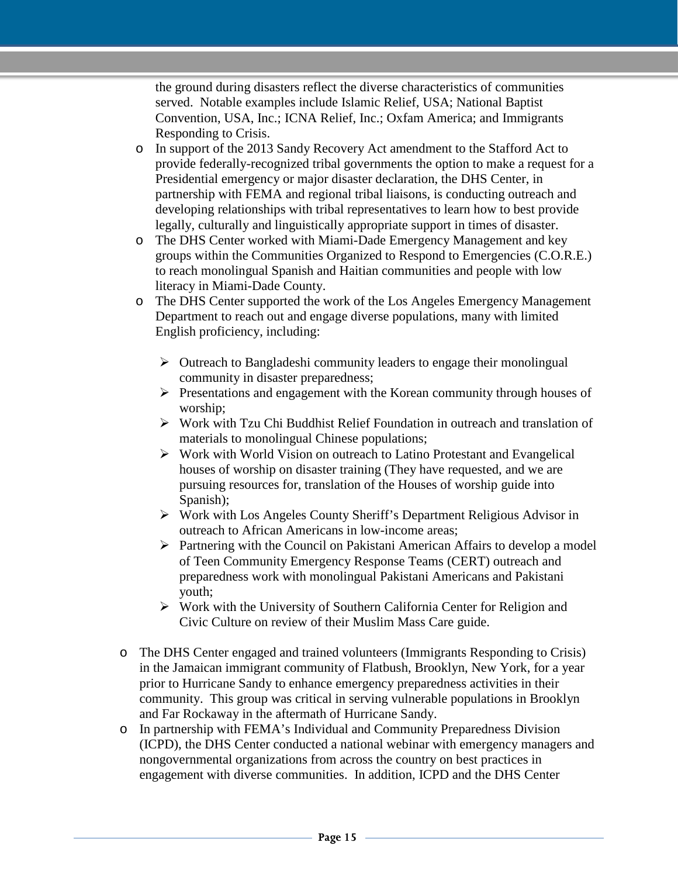the ground during disasters reflect the diverse characteristics of communities served. Notable examples include Islamic Relief, USA; National Baptist Convention, USA, Inc.; ICNA Relief, Inc.; Oxfam America; and Immigrants Responding to Crisis.

- In support of the 2013 Sandy Recovery Act amendment to the Stafford Act to provide federally-recognized tribal governments the option to make a request for a Presidential emergency or major disaster declaration, the DHS Center, in partnership with FEMA and regional tribal liaisons, is conducting outreach and developing relationships with tribal representatives to learn how to best provide legally, culturally and linguistically appropriate support in times of disaster.
- The DHS Center worked with Miami-Dade Emergency Management and key groups within the Communities Organized to Respond to Emergencies (C.O.R.E.) to reach monolingual Spanish and Haitian communities and people with low literacy in Miami-Dade County.
- The DHS Center supported the work of the Los Angeles Emergency Management Department to reach out and engage diverse populations, many with limited English proficiency, including:
  - Outreach to Bangladeshi community leaders to engage their monolingual community in disaster preparedness;
  - Presentations and engagement with the Korean community through houses of worship;
  - Work with Tzu Chi Buddhist Relief Foundation in outreach and translation of materials to monolingual Chinese populations;
  - Work with World Vision on outreach to Latino Protestant and Evangelical houses of worship on disaster training (They have requested, and we are pursuing resources for, translation of the Houses of worship guide into Spanish);
  - Work with Los Angeles County Sheriff's Department Religious Advisor in outreach to African Americans in low-income areas;
  - Partnering with the Council on Pakistani American Affairs to develop a model of Teen Community Emergency Response Teams (CERT) outreach and preparedness work with monolingual Pakistani Americans and Pakistani youth;
  - Work with the University of Southern California Center for Religion and Civic Culture on review of their Muslim Mass Care guide.

- The DHS Center engaged and trained volunteers (Immigrants Responding to Crisis) in the Jamaican immigrant community of Flatbush, Brooklyn, New York, for a year prior to Hurricane Sandy to enhance emergency preparedness activities in their community. This group was critical in serving vulnerable populations in Brooklyn and Far Rockaway in the aftermath of Hurricane Sandy.
- In partnership with FEMA's Individual and Community Preparedness Division (ICPD), the DHS Center conducted a national webinar with emergency managers and nongovernmental organizations from across the country on best practices in engagement with diverse communities. In addition, ICPD and the DHS Center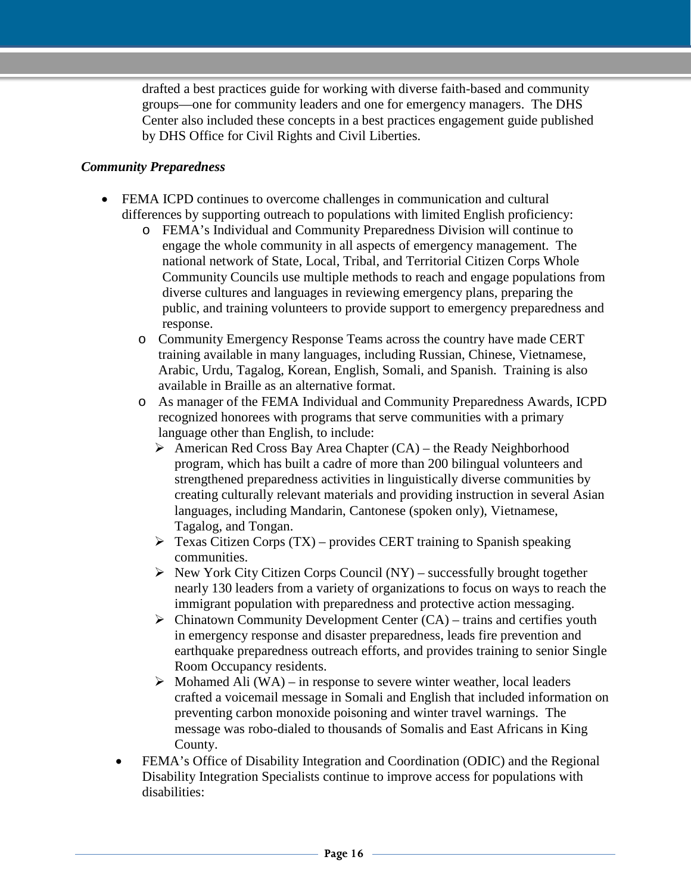drafted a best practices guide for working with diverse faith-based and community groups—one for community leaders and one for emergency managers. The DHS Center also included these concepts in a best practices engagement guide published by DHS Office for Civil Rights and Civil Liberties.

### *Community Preparedness*

- FEMA ICPD continues to overcome challenges in communication and cultural differences by supporting outreach to populations with limited English proficiency:
  - FEMA's Individual and Community Preparedness Division will continue to engage the whole community in all aspects of emergency management. The national network of State, Local, Tribal, and Territorial Citizen Corps Whole Community Councils use multiple methods to reach and engage populations from diverse cultures and languages in reviewing emergency plans, preparing the public, and training volunteers to provide support to emergency preparedness and response.
  - Community Emergency Response Teams across the country have made CERT training available in many languages, including Russian, Chinese, Vietnamese, Arabic, Urdu, Tagalog, Korean, English, Somali, and Spanish. Training is also available in Braille as an alternative format.
  - As manager of the FEMA Individual and Community Preparedness Awards, ICPD recognized honorees with programs that serve communities with a primary language other than English, to include:
    - American Red Cross Bay Area Chapter (CA) – the Ready Neighborhood program, which has built a cadre of more than 200 bilingual volunteers and strengthened preparedness activities in linguistically diverse communities by creating culturally relevant materials and providing instruction in several Asian languages, including Mandarin, Cantonese (spoken only), Vietnamese, Tagalog, and Tongan.
    - Texas Citizen Corps (TX) – provides CERT training to Spanish speaking communities.
    - New York City Citizen Corps Council (NY) – successfully brought together nearly 130 leaders from a variety of organizations to focus on ways to reach the immigrant population with preparedness and protective action messaging.
    - Chinatown Community Development Center (CA) – trains and certifies youth in emergency response and disaster preparedness, leads fire prevention and earthquake preparedness outreach efforts, and provides training to senior Single Room Occupancy residents.
    - Mohamed Ali (WA) – in response to severe winter weather, local leaders crafted a voicemail message in Somali and English that included information on preventing carbon monoxide poisoning and winter travel warnings. The message was robo-dialed to thousands of Somalis and East Africans in King County.
- FEMA's Office of Disability Integration and Coordination (ODIC) and the Regional Disability Integration Specialists continue to improve access for populations with disabilities: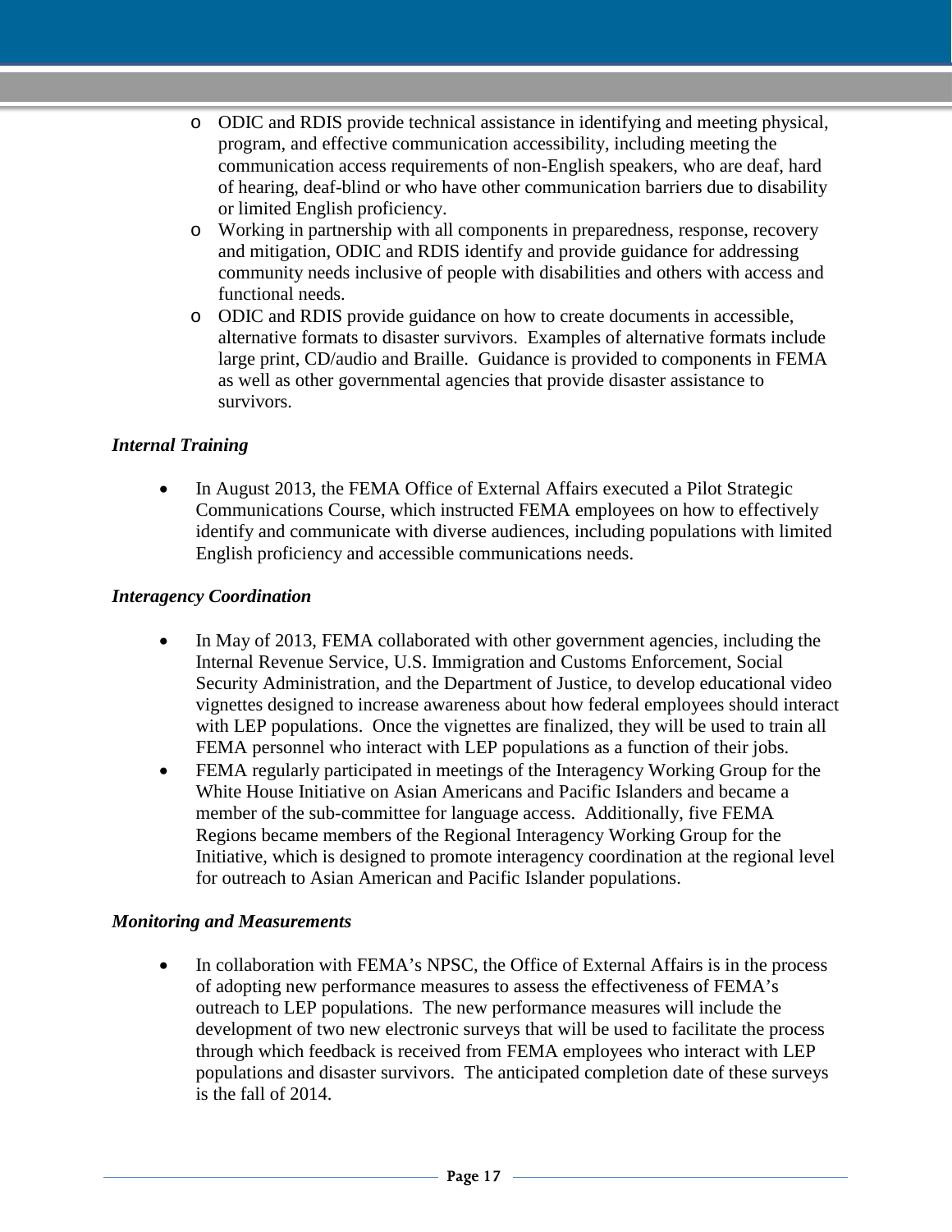- ODIC and RDIS provide technical assistance in identifying and meeting physical, program, and effective communication accessibility, including meeting the communication access requirements of non-English speakers, who are deaf, hard of hearing, deaf-blind or who have other communication barriers due to disability or limited English proficiency.
- Working in partnership with all components in preparedness, response, recovery and mitigation, ODIC and RDIS identify and provide guidance for addressing community needs inclusive of people with disabilities and others with access and functional needs.
- ODIC and RDIS provide guidance on how to create documents in accessible, alternative formats to disaster survivors. Examples of alternative formats include large print, CD/audio and Braille. Guidance is provided to components in FEMA as well as other governmental agencies that provide disaster assistance to survivors.

***Internal Training***

- In August 2013, the FEMA Office of External Affairs executed a Pilot Strategic Communications Course, which instructed FEMA employees on how to effectively identify and communicate with diverse audiences, including populations with limited English proficiency and accessible communications needs.

***Interagency Coordination***

- In May of 2013, FEMA collaborated with other government agencies, including the Internal Revenue Service, U.S. Immigration and Customs Enforcement, Social Security Administration, and the Department of Justice, to develop educational video vignettes designed to increase awareness about how federal employees should interact with LEP populations. Once the vignettes are finalized, they will be used to train all FEMA personnel who interact with LEP populations as a function of their jobs.
- FEMA regularly participated in meetings of the Interagency Working Group for the White House Initiative on Asian Americans and Pacific Islanders and became a member of the sub-committee for language access. Additionally, five FEMA Regions became members of the Regional Interagency Working Group for the Initiative, which is designed to promote interagency coordination at the regional level for outreach to Asian American and Pacific Islander populations.

***Monitoring and Measurements***

- In collaboration with FEMA's NPSC, the Office of External Affairs is in the process of adopting new performance measures to assess the effectiveness of FEMA's outreach to LEP populations. The new performance measures will include the development of two new electronic surveys that will be used to facilitate the process through which feedback is received from FEMA employees who interact with LEP populations and disaster survivors. The anticipated completion date of these surveys is the fall of 2014.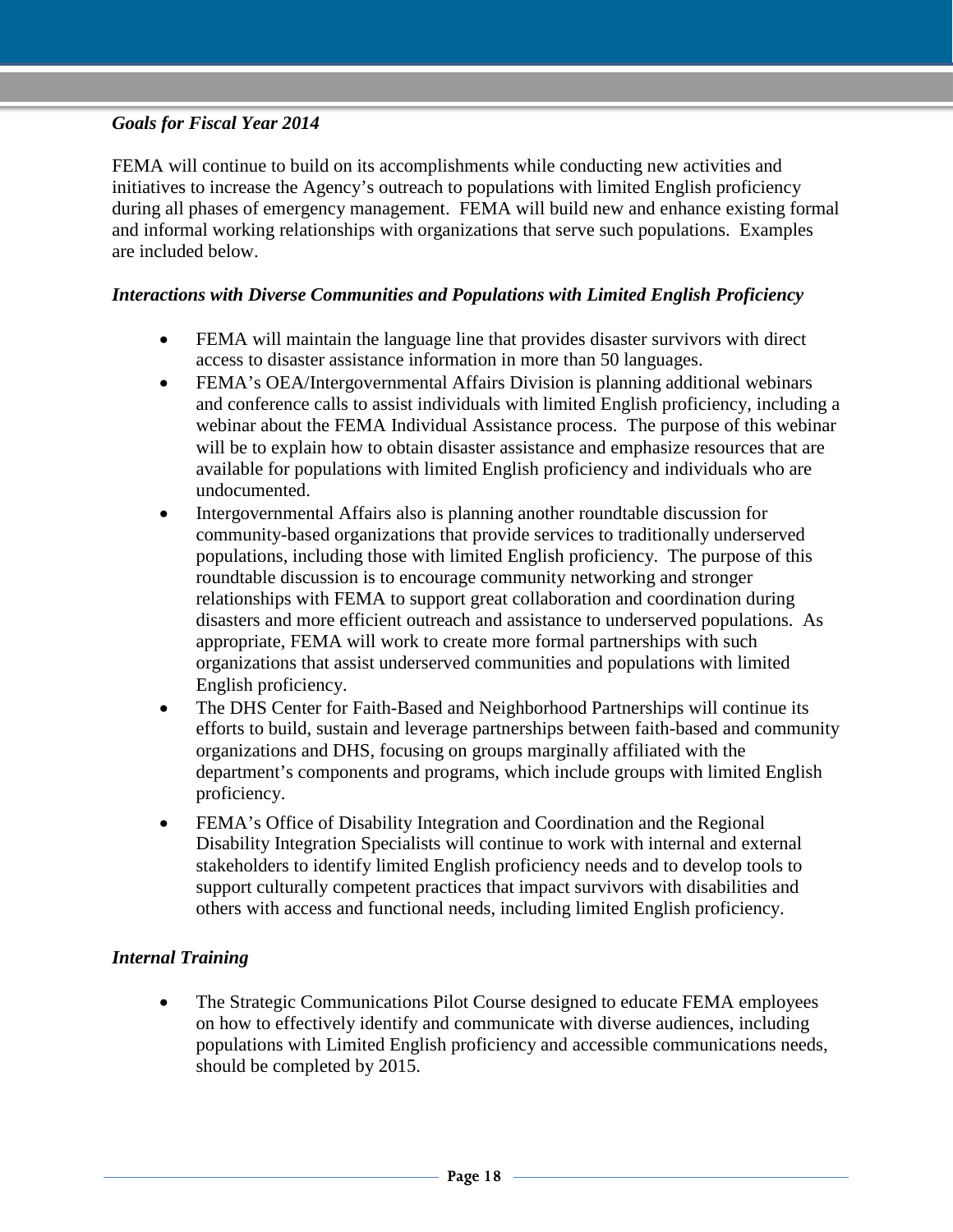### *Goals for Fiscal Year 2014*

FEMA will continue to build on its accomplishments while conducting new activities and initiatives to increase the Agency's outreach to populations with limited English proficiency during all phases of emergency management. FEMA will build new and enhance existing formal and informal working relationships with organizations that serve such populations. Examples are included below.

### *Interactions with Diverse Communities and Populations with Limited English Proficiency*

- FEMA will maintain the language line that provides disaster survivors with direct access to disaster assistance information in more than 50 languages.
- FEMA's OEA/Intergovernmental Affairs Division is planning additional webinars and conference calls to assist individuals with limited English proficiency, including a webinar about the FEMA Individual Assistance process. The purpose of this webinar will be to explain how to obtain disaster assistance and emphasize resources that are available for populations with limited English proficiency and individuals who are undocumented.
- Intergovernmental Affairs also is planning another roundtable discussion for community-based organizations that provide services to traditionally underserved populations, including those with limited English proficiency. The purpose of this roundtable discussion is to encourage community networking and stronger relationships with FEMA to support great collaboration and coordination during disasters and more efficient outreach and assistance to underserved populations. As appropriate, FEMA will work to create more formal partnerships with such organizations that assist underserved communities and populations with limited English proficiency.
- The DHS Center for Faith-Based and Neighborhood Partnerships will continue its efforts to build, sustain and leverage partnerships between faith-based and community organizations and DHS, focusing on groups marginally affiliated with the department's components and programs, which include groups with limited English proficiency.
- FEMA's Office of Disability Integration and Coordination and the Regional Disability Integration Specialists will continue to work with internal and external stakeholders to identify limited English proficiency needs and to develop tools to support culturally competent practices that impact survivors with disabilities and others with access and functional needs, including limited English proficiency.

### *Internal Training*

- The Strategic Communications Pilot Course designed to educate FEMA employees on how to effectively identify and communicate with diverse audiences, including populations with Limited English proficiency and accessible communications needs, should be completed by 2015.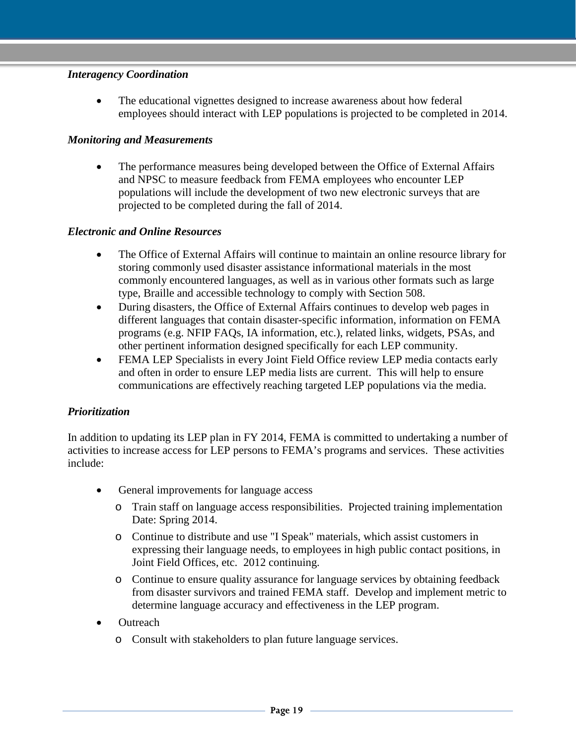***Interagency Coordination***

- The educational vignettes designed to increase awareness about how federal employees should interact with LEP populations is projected to be completed in 2014.

***Monitoring and Measurements***

- The performance measures being developed between the Office of External Affairs and NPSC to measure feedback from FEMA employees who encounter LEP populations will include the development of two new electronic surveys that are projected to be completed during the fall of 2014.

***Electronic and Online Resources***

- The Office of External Affairs will continue to maintain an online resource library for storing commonly used disaster assistance informational materials in the most commonly encountered languages, as well as in various other formats such as large type, Braille and accessible technology to comply with Section 508.
- During disasters, the Office of External Affairs continues to develop web pages in different languages that contain disaster-specific information, information on FEMA programs (e.g. NFIP FAQs, IA information, etc.), related links, widgets, PSAs, and other pertinent information designed specifically for each LEP community.
- FEMA LEP Specialists in every Joint Field Office review LEP media contacts early and often in order to ensure LEP media lists are current. This will help to ensure communications are effectively reaching targeted LEP populations via the media.

***Prioritization***

In addition to updating its LEP plan in FY 2014, FEMA is committed to undertaking a number of activities to increase access for LEP persons to FEMA's programs and services. These activities include:

- General improvements for language access
  - Train staff on language access responsibilities. Projected training implementation Date: Spring 2014.
  - Continue to distribute and use "I Speak" materials, which assist customers in expressing their language needs, to employees in high public contact positions, in Joint Field Offices, etc. 2012 continuing.
  - Continue to ensure quality assurance for language services by obtaining feedback from disaster survivors and trained FEMA staff. Develop and implement metric to determine language accuracy and effectiveness in the LEP program.
- Outreach
  - Consult with stakeholders to plan future language services.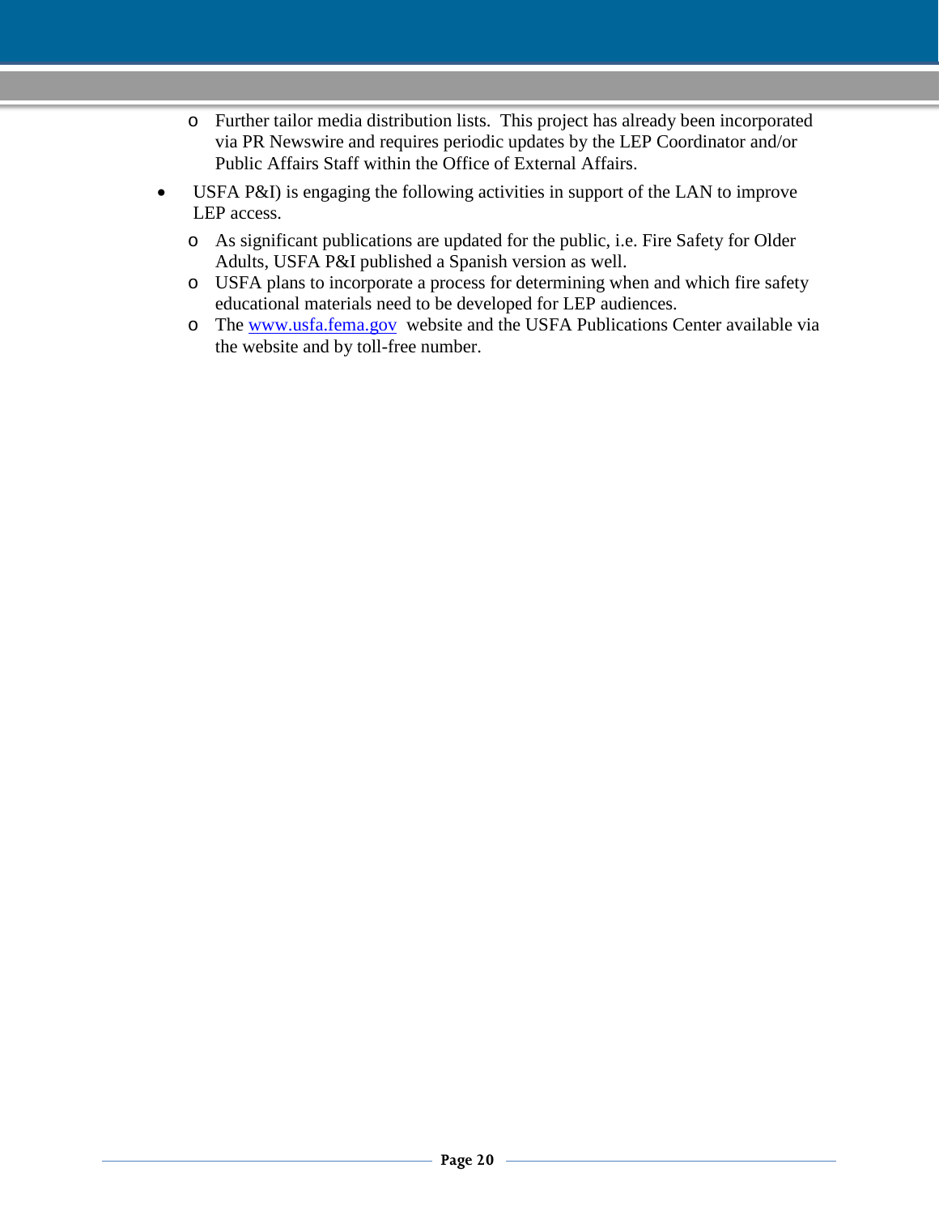- Further tailor media distribution lists. This project has already been incorporated via PR Newswire and requires periodic updates by the LEP Coordinator and/or Public Affairs Staff within the Office of External Affairs.

- USFA P&I) is engaging the following activities in support of the LAN to improve LEP access.
  - As significant publications are updated for the public, i.e. Fire Safety for Older Adults, USFA P&I published a Spanish version as well.
  - USFA plans to incorporate a process for determining when and which fire safety educational materials need to be developed for LEP audiences.
  - The [www.usfa.fema.gov](http://www.usfa.fema.gov) website and the USFA Publications Center available via the website and by toll-free number.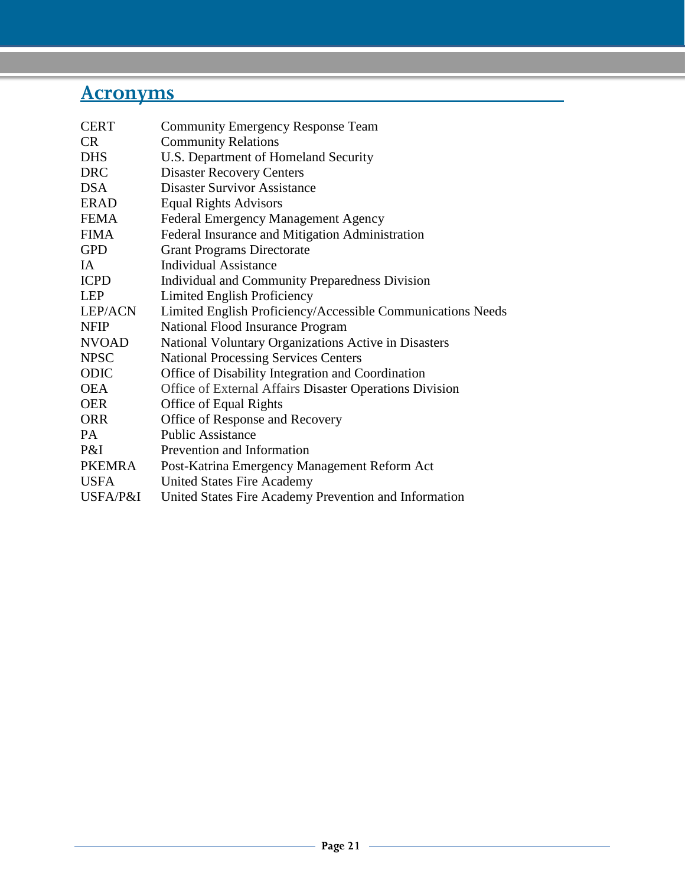## Acronyms

| | |
|---|---|
| CERT | Community Emergency Response Team |
| CR | Community Relations |
| DHS | U.S. Department of Homeland Security |
| DRC | Disaster Recovery Centers |
| DSA | Disaster Survivor Assistance |
| ERAD | Equal Rights Advisors |
| FEMA | Federal Emergency Management Agency |
| FIMA | Federal Insurance and Mitigation Administration |
| GPD | Grant Programs Directorate |
| IA | Individual Assistance |
| ICPD | Individual and Community Preparedness Division |
| LEP | Limited English Proficiency |
| LEP/ACN | Limited English Proficiency/Accessible Communications Needs |
| NFIP | National Flood Insurance Program |
| NVOAD | National Voluntary Organizations Active in Disasters |
| NPSC | National Processing Services Centers |
| ODIC | Office of Disability Integration and Coordination |
| OEA | Office of External Affairs Disaster Operations Division |
| OER | Office of Equal Rights |
| ORR | Office of Response and Recovery |
| PA | Public Assistance |
| P&I | Prevention and Information |
| PKEMRA | Post-Katrina Emergency Management Reform Act |
| USFA | United States Fire Academy |
| USFA/P&I | United States Fire Academy Prevention and Information |